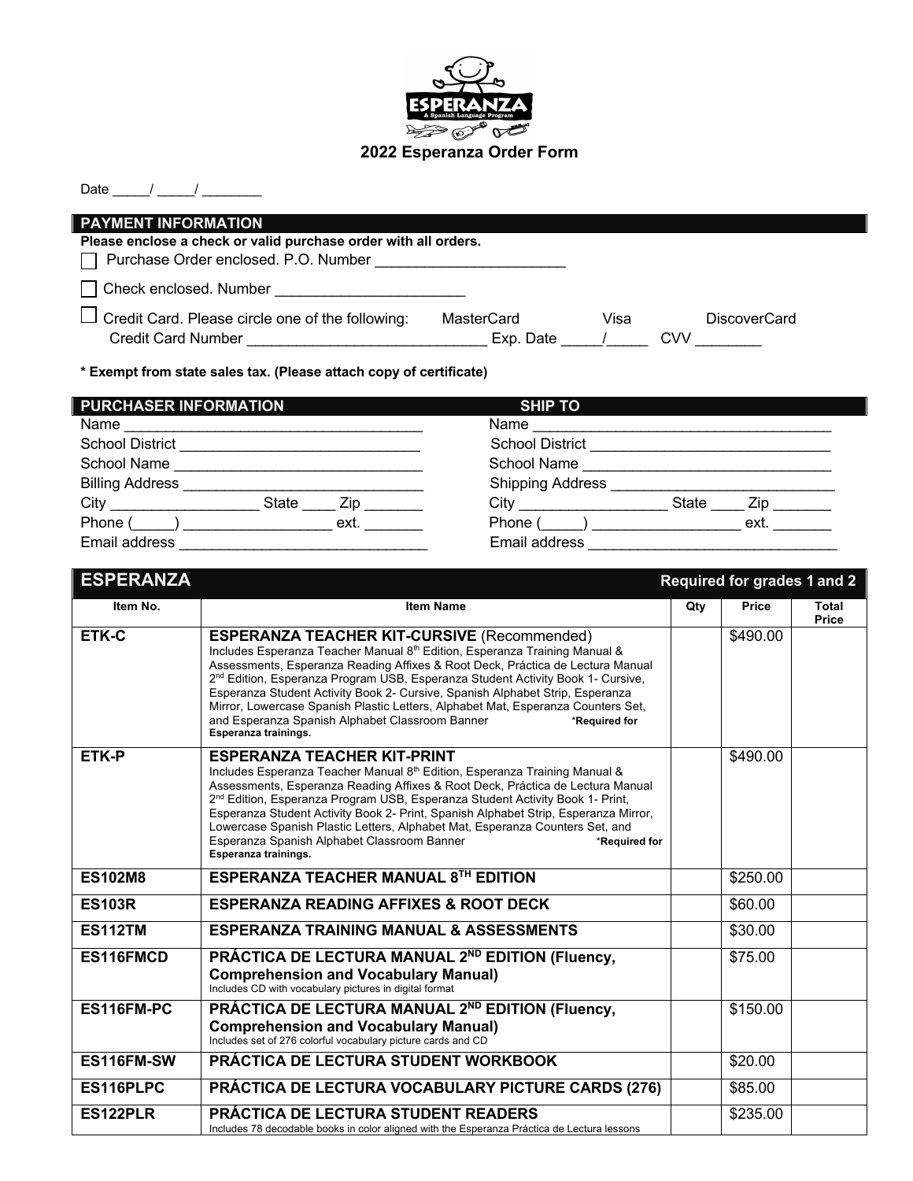ESPERANZA
A Spanish Language Program

# 2022 Esperanza Order Form

Date _____/ _____/ ________

## PAYMENT INFORMATION

**Please enclose a check or valid purchase order with all orders.**

☐ Purchase Order enclosed. P.O. Number _______________________

☐ Check enclosed. Number _______________________

☐ Credit Card. Please circle one of the following: MasterCard Visa DiscoverCard
Credit Card Number _____________________________ Exp. Date _____/_____ CVV ________

**\* Exempt from state sales tax. (Please attach copy of certificate)**

| PURCHASER INFORMATION | SHIP TO |
|---|---|
| Name ___________________________________ | Name ____________________________________ |
| School District _____________________________ | School District _____________________________ |
| School Name _______________________________ | School Name ______________________________ |
| Billing Address _____________________________ | Shipping Address ___________________________ |
| City __________________ State ____ Zip _______ | City __________________ State ____ Zip _______ |
| Phone (_____) __________________ ext. _______ | Phone (_____) __________________ ext. _______ |
| Email address ______________________________ | Email address ______________________________ |

## ESPERANZA — Required for grades 1 and 2

| Item No. | Item Name | Qty | Price | Total Price |
|---|---|---|---|---|
| ETK-C | **ESPERANZA TEACHER KIT-CURSIVE** (Recommended) Includes Esperanza Teacher Manual 8th Edition, Esperanza Training Manual & Assessments, Esperanza Reading Affixes & Root Deck, Práctica de Lectura Manual 2nd Edition, Esperanza Program USB, Esperanza Student Activity Book 1- Cursive, Esperanza Student Activity Book 2- Cursive, Spanish Alphabet Strip, Esperanza Mirror, Lowercase Spanish Plastic Letters, Alphabet Mat, Esperanza Counters Set, and Esperanza Spanish Alphabet Classroom Banner *Required for Esperanza trainings. | | $490.00 | |
| ETK-P | **ESPERANZA TEACHER KIT-PRINT** Includes Esperanza Teacher Manual 8th Edition, Esperanza Training Manual & Assessments, Esperanza Reading Affixes & Root Deck, Práctica de Lectura Manual 2nd Edition, Esperanza Program USB, Esperanza Student Activity Book 1- Print, Esperanza Student Activity Book 2- Print, Spanish Alphabet Strip, Esperanza Mirror, Lowercase Spanish Plastic Letters, Alphabet Mat, Esperanza Counters Set, and Esperanza Spanish Alphabet Classroom Banner *Required for Esperanza trainings. | | $490.00 | |
| ES102M8 | **ESPERANZA TEACHER MANUAL 8TH EDITION** | | $250.00 | |
| ES103R | **ESPERANZA READING AFFIXES & ROOT DECK** | | $60.00 | |
| ES112TM | **ESPERANZA TRAINING MANUAL & ASSESSMENTS** | | $30.00 | |
| ES116FMCD | **PRÁCTICA DE LECTURA MANUAL 2ND EDITION (Fluency, Comprehension and Vocabulary Manual)** Includes CD with vocabulary pictures in digital format | | $75.00 | |
| ES116FM-PC | **PRÁCTICA DE LECTURA MANUAL 2ND EDITION (Fluency, Comprehension and Vocabulary Manual)** Includes set of 276 colorful vocabulary picture cards and CD | | $150.00 | |
| ES116FM-SW | **PRÁCTICA DE LECTURA STUDENT WORKBOOK** | | $20.00 | |
| ES116PLPC | **PRÁCTICA DE LECTURA VOCABULARY PICTURE CARDS (276)** | | $85.00 | |
| ES122PLR | **PRÁCTICA DE LECTURA STUDENT READERS** Includes 78 decodable books in color aligned with the Esperanza Práctica de Lectura lessons | | $235.00 | |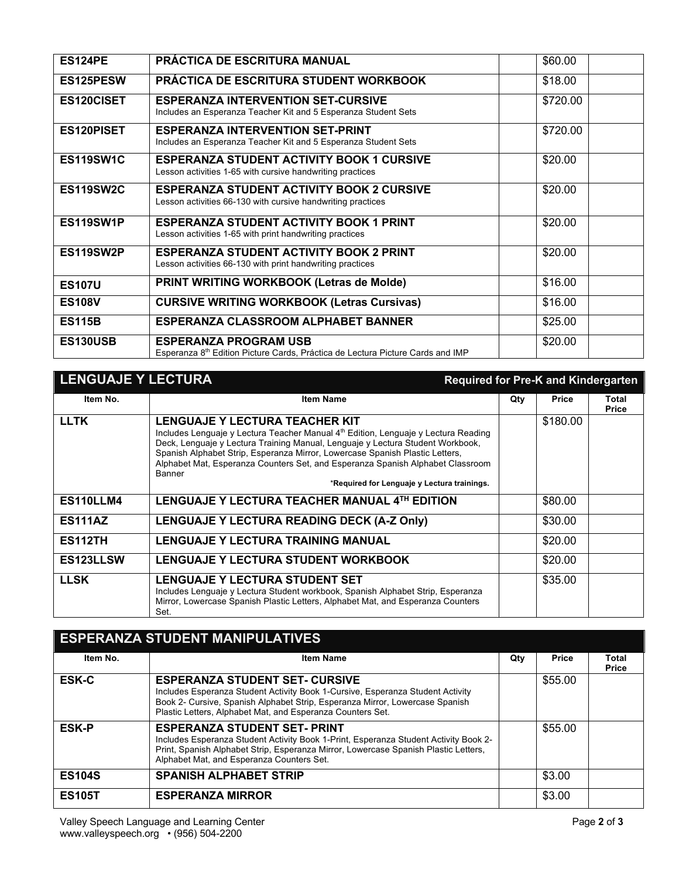| Item No. | Item Name | Qty | Price | Total Price |
|---|---|---|---|---|
| **ES124PE** | **PRÁCTICA DE ESCRITURA MANUAL** | | $60.00 | |
| **ES125PESW** | **PRÁCTICA DE ESCRITURA STUDENT WORKBOOK** | | $18.00 | |
| **ES120CISET** | **ESPERANZA INTERVENTION SET-CURSIVE** Includes an Esperanza Teacher Kit and 5 Esperanza Student Sets | | $720.00 | |
| **ES120PISET** | **ESPERANZA INTERVENTION SET-PRINT** Includes an Esperanza Teacher Kit and 5 Esperanza Student Sets | | $720.00 | |
| **ES119SW1C** | **ESPERANZA STUDENT ACTIVITY BOOK 1 CURSIVE** Lesson activities 1-65 with cursive handwriting practices | | $20.00 | |
| **ES119SW2C** | **ESPERANZA STUDENT ACTIVITY BOOK 2 CURSIVE** Lesson activities 66-130 with cursive handwriting practices | | $20.00 | |
| **ES119SW1P** | **ESPERANZA STUDENT ACTIVITY BOOK 1 PRINT** Lesson activities 1-65 with print handwriting practices | | $20.00 | |
| **ES119SW2P** | **ESPERANZA STUDENT ACTIVITY BOOK 2 PRINT** Lesson activities 66-130 with print handwriting practices | | $20.00 | |
| **ES107U** | **PRINT WRITING WORKBOOK (Letras de Molde)** | | $16.00 | |
| **ES108V** | **CURSIVE WRITING WORKBOOK (Letras Cursivas)** | | $16.00 | |
| **ES115B** | **ESPERANZA CLASSROOM ALPHABET BANNER** | | $25.00 | |
| **ES130USB** | **ESPERANZA PROGRAM USB** Esperanza 8th Edition Picture Cards, Práctica de Lectura Picture Cards and IMP | | $20.00 | |

## LENGUAJE Y LECTURA

**Required for Pre-K and Kindergarten**

| Item No. | Item Name | Qty | Price | Total Price |
|---|---|---|---|---|
| **LLTK** | **LENGUAJE Y LECTURA TEACHER KIT** Includes Lenguaje y Lectura Teacher Manual 4th Edition, Lenguaje y Lectura Reading Deck, Lenguaje y Lectura Training Manual, Lenguaje y Lectura Student Workbook, Spanish Alphabet Strip, Esperanza Mirror, Lowercase Spanish Plastic Letters, Alphabet Mat, Esperanza Counters Set, and Esperanza Spanish Alphabet Classroom Banner **\*Required for Lenguaje y Lectura trainings.** | | $180.00 | |
| **ES110LLM4** | **LENGUAJE Y LECTURA TEACHER MANUAL 4TH EDITION** | | $80.00 | |
| **ES111AZ** | **LENGUAJE Y LECTURA READING DECK (A-Z Only)** | | $30.00 | |
| **ES112TH** | **LENGUAJE Y LECTURA TRAINING MANUAL** | | $20.00 | |
| **ES123LLSW** | **LENGUAJE Y LECTURA STUDENT WORKBOOK** | | $20.00 | |
| **LLSK** | **LENGUAJE Y LECTURA STUDENT SET** Includes Lenguaje y Lectura Student workbook, Spanish Alphabet Strip, Esperanza Mirror, Lowercase Spanish Plastic Letters, Alphabet Mat, and Esperanza Counters Set. | | $35.00 | |

## ESPERANZA STUDENT MANIPULATIVES

| Item No. | Item Name | Qty | Price | Total Price |
|---|---|---|---|---|
| **ESK-C** | **ESPERANZA STUDENT SET- CURSIVE** Includes Esperanza Student Activity Book 1-Cursive, Esperanza Student Activity Book 2- Cursive, Spanish Alphabet Strip, Esperanza Mirror, Lowercase Spanish Plastic Letters, Alphabet Mat, and Esperanza Counters Set. | | $55.00 | |
| **ESK-P** | **ESPERANZA STUDENT SET- PRINT** Includes Esperanza Student Activity Book 1-Print, Esperanza Student Activity Book 2- Print, Spanish Alphabet Strip, Esperanza Mirror, Lowercase Spanish Plastic Letters, Alphabet Mat, and Esperanza Counters Set. | | $55.00 | |
| **ES104S** | **SPANISH ALPHABET STRIP** | | $3.00 | |
| **ES105T** | **ESPERANZA MIRROR** | | $3.00 | |

Valley Speech Language and Learning Center
www.valleyspeech.org • (956) 504-2200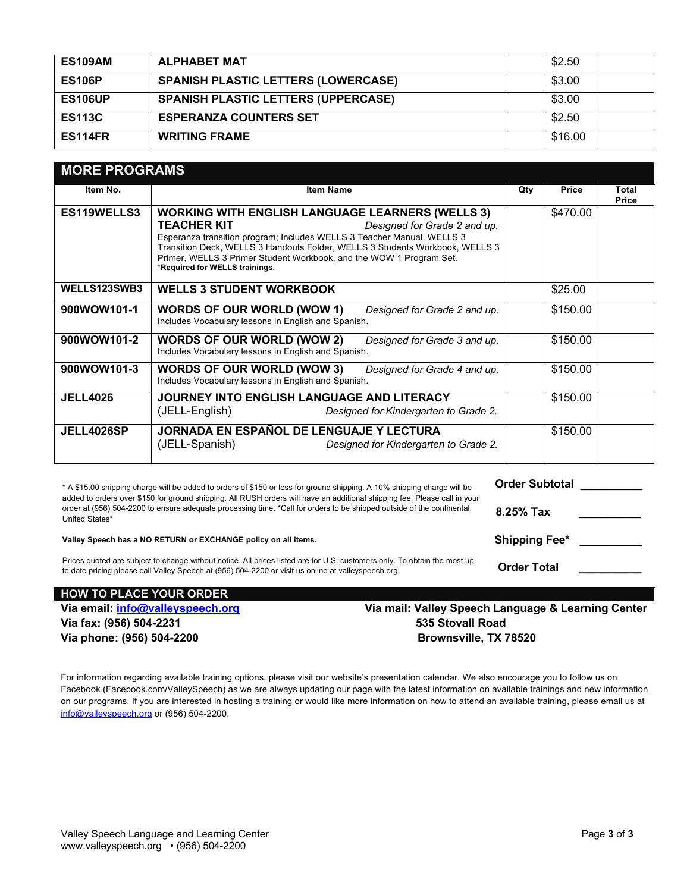| | | | | |
|---|---|---|---|---|
| **ES109AM** | **ALPHABET MAT** | | $2.50 | |
| **ES106P** | **SPANISH PLASTIC LETTERS (LOWERCASE)** | | $3.00 | |
| **ES106UP** | **SPANISH PLASTIC LETTERS (UPPERCASE)** | | $3.00 | |
| **ES113C** | **ESPERANZA COUNTERS SET** | | $2.50 | |
| **ES114FR** | **WRITING FRAME** | | $16.00 | |

## MORE PROGRAMS

| Item No. | Item Name | Qty | Price | Total Price |
|---|---|---|---|---|
| **ES119WELLS3** | **WORKING WITH ENGLISH LANGUAGE LEARNERS (WELLS 3) TEACHER KIT** *Designed for Grade 2 and up.* Esperanza transition program; Includes WELLS 3 Teacher Manual, WELLS 3 Transition Deck, WELLS 3 Handouts Folder, WELLS 3 Students Workbook, WELLS 3 Primer, WELLS 3 Primer Student Workbook, and the WOW 1 Program Set. *Required for WELLS trainings.** | | $470.00 | |
| **WELLS123SWB3** | **WELLS 3 STUDENT WORKBOOK** | | $25.00 | |
| **900WOW101-1** | **WORDS OF OUR WORLD (WOW 1)** *Designed for Grade 2 and up.* Includes Vocabulary lessons in English and Spanish. | | $150.00 | |
| **900WOW101-2** | **WORDS OF OUR WORLD (WOW 2)** *Designed for Grade 3 and up.* Includes Vocabulary lessons in English and Spanish. | | $150.00 | |
| **900WOW101-3** | **WORDS OF OUR WORLD (WOW 3)** *Designed for Grade 4 and up.* Includes Vocabulary lessons in English and Spanish. | | $150.00 | |
| **JELL4026** | **JOURNEY INTO ENGLISH LANGUAGE AND LITERACY** (JELL-English) *Designed for Kindergarten to Grade 2.* | | $150.00 | |
| **JELL4026SP** | **JORNADA EN ESPAÑOL DE LENGUAJE Y LECTURA** (JELL-Spanish) *Designed for Kindergarten to Grade 2.* | | $150.00 | |

* A $15.00 shipping charge will be added to orders of $150 or less for ground shipping. A 10% shipping charge will be added to orders over $150 for ground shipping. All RUSH orders will have an additional shipping fee. Please call in your order at (956) 504-2200 to ensure adequate processing time. *Call for orders to be shipped outside of the continental United States*

**Valley Speech has a NO RETURN or EXCHANGE policy on all items.**

Prices quoted are subject to change without notice. All prices listed are for U.S. customers only. To obtain the most up to date pricing please call Valley Speech at (956) 504-2200 or visit us online at valleyspeech.org.

**Order Subtotal** __________

**8.25% Tax** __________

**Shipping Fee*** __________

**Order Total** __________

## HOW TO PLACE YOUR ORDER

**Via email: info@valleyspeech.org**
**Via fax: (956) 504-2231**
**Via phone: (956) 504-2200**

**Via mail: Valley Speech Language & Learning Center**
**535 Stovall Road**
**Brownsville, TX 78520**

For information regarding available training options, please visit our website's presentation calendar. We also encourage you to follow us on Facebook (Facebook.com/ValleySpeech) as we are always updating our page with the latest information on available trainings and new information on our programs. If you are interested in hosting a training or would like more information on how to attend an available training, please email us at info@valleyspeech.org or (956) 504-2200.